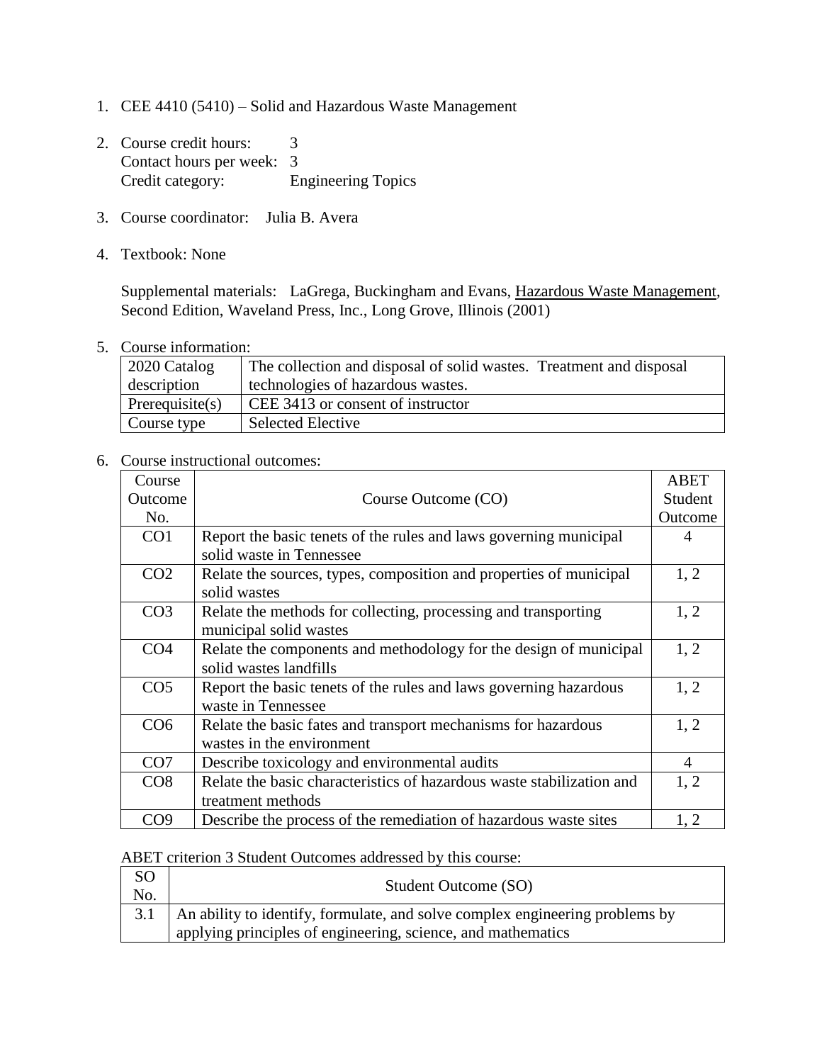1. CEE 4410 (5410) – Solid and Hazardous Waste Management

2. Course credit hours: 3
   Contact hours per week: 3
   Credit category: Engineering Topics

3. Course coordinator: Julia B. Avera

4. Textbook: None

   Supplemental materials: LaGrega, Buckingham and Evans, Hazardous Waste Management, Second Edition, Waveland Press, Inc., Long Grove, Illinois (2001)

5. Course information:

| | |
|---|---|
| 2020 Catalog description | The collection and disposal of solid wastes. Treatment and disposal technologies of hazardous wastes. |
| Prerequisite(s) | CEE 3413 or consent of instructor |
| Course type | Selected Elective |

6. Course instructional outcomes:

| Course Outcome No. | Course Outcome (CO) | ABET Student Outcome |
|---|---|---|
| CO1 | Report the basic tenets of the rules and laws governing municipal solid waste in Tennessee | 4 |
| CO2 | Relate the sources, types, composition and properties of municipal solid wastes | 1, 2 |
| CO3 | Relate the methods for collecting, processing and transporting municipal solid wastes | 1, 2 |
| CO4 | Relate the components and methodology for the design of municipal solid wastes landfills | 1, 2 |
| CO5 | Report the basic tenets of the rules and laws governing hazardous waste in Tennessee | 1, 2 |
| CO6 | Relate the basic fates and transport mechanisms for hazardous wastes in the environment | 1, 2 |
| CO7 | Describe toxicology and environmental audits | 4 |
| CO8 | Relate the basic characteristics of hazardous waste stabilization and treatment methods | 1, 2 |
| CO9 | Describe the process of the remediation of hazardous waste sites | 1, 2 |

ABET criterion 3 Student Outcomes addressed by this course:

| SO No. | Student Outcome (SO) |
|---|---|
| 3.1 | An ability to identify, formulate, and solve complex engineering problems by applying principles of engineering, science, and mathematics |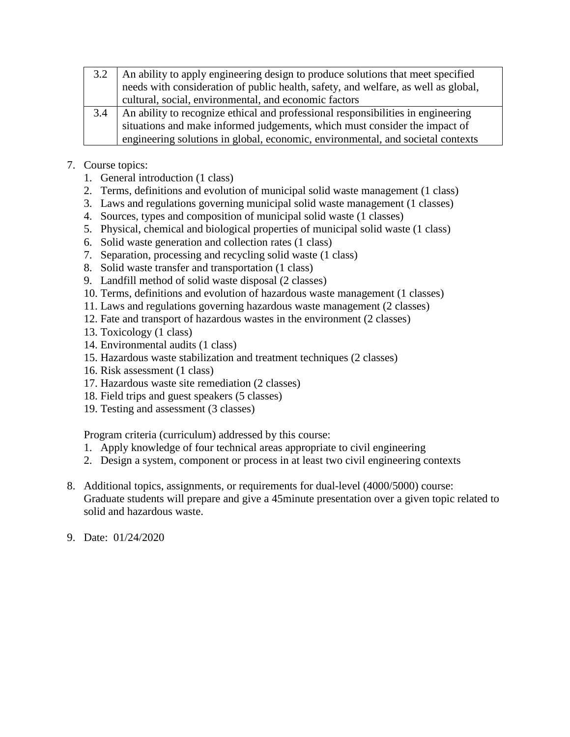| | |
|---|---|
| 3.2 | An ability to apply engineering design to produce solutions that meet specified needs with consideration of public health, safety, and welfare, as well as global, cultural, social, environmental, and economic factors |
| 3.4 | An ability to recognize ethical and professional responsibilities in engineering situations and make informed judgements, which must consider the impact of engineering solutions in global, economic, environmental, and societal contexts |

7. Course topics:
   1. General introduction (1 class)
   2. Terms, definitions and evolution of municipal solid waste management (1 class)
   3. Laws and regulations governing municipal solid waste management (1 classes)
   4. Sources, types and composition of municipal solid waste (1 classes)
   5. Physical, chemical and biological properties of municipal solid waste (1 class)
   6. Solid waste generation and collection rates (1 class)
   7. Separation, processing and recycling solid waste (1 class)
   8. Solid waste transfer and transportation (1 class)
   9. Landfill method of solid waste disposal (2 classes)
   10. Terms, definitions and evolution of hazardous waste management (1 classes)
   11. Laws and regulations governing hazardous waste management (2 classes)
   12. Fate and transport of hazardous wastes in the environment (2 classes)
   13. Toxicology (1 class)
   14. Environmental audits (1 class)
   15. Hazardous waste stabilization and treatment techniques (2 classes)
   16. Risk assessment (1 class)
   17. Hazardous waste site remediation (2 classes)
   18. Field trips and guest speakers (5 classes)
   19. Testing and assessment (3 classes)

   Program criteria (curriculum) addressed by this course:
   1. Apply knowledge of four technical areas appropriate to civil engineering
   2. Design a system, component or process in at least two civil engineering contexts

8. Additional topics, assignments, or requirements for dual-level (4000/5000) course: Graduate students will prepare and give a 45minute presentation over a given topic related to solid and hazardous waste.

9. Date: 01/24/2020